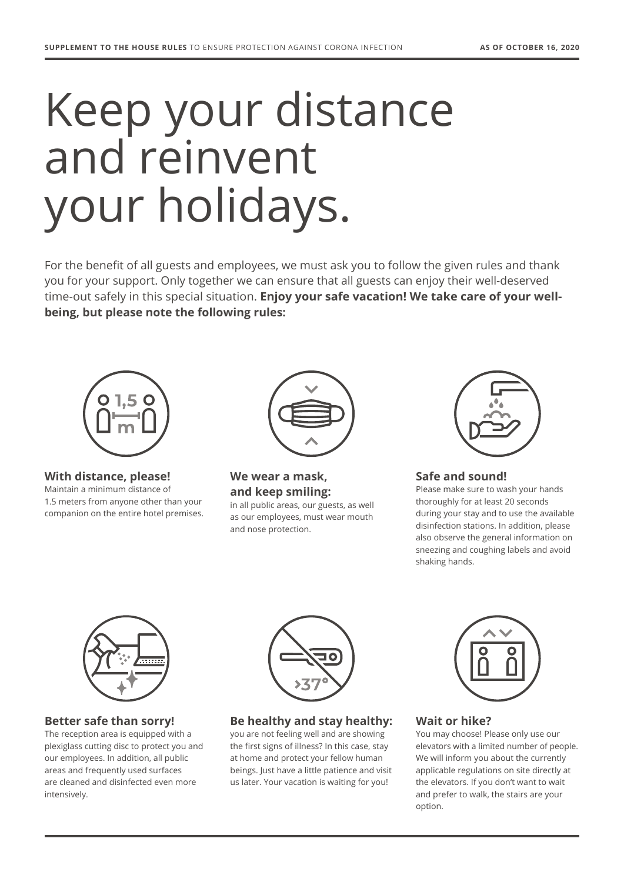**SUPPLEMENT TO THE HOUSE RULES** TO ENSURE PROTECTION AGAINST CORONA INFECTION **AS OF OCTOBER 16, 2020**

# Keep your distance and reinvent your holidays.

For the benefit of all guests and employees, we must ask you to follow the given rules and thank you for your support. Only together we can ensure that all guests can enjoy their well-deserved time-out safely in this special situation. **Enjoy your safe vacation! We take care of your well-being, but please note the following rules:**

**With distance, please!**
Maintain a minimum distance of 1.5 meters from anyone other than your companion on the entire hotel premises.

**We wear a mask, and keep smiling:**
in all public areas, our guests, as well as our employees, must wear mouth and nose protection.

**Safe and sound!**
Please make sure to wash your hands thoroughly for at least 20 seconds during your stay and to use the available disinfection stations. In addition, please also observe the general information on sneezing and coughing labels and avoid shaking hands.

**Better safe than sorry!**
The reception area is equipped with a plexiglass cutting disc to protect you and our employees. In addition, all public areas and frequently used surfaces are cleaned and disinfected even more intensively.

**Be healthy and stay healthy:**
you are not feeling well and are showing the first signs of illness? In this case, stay at home and protect your fellow human beings. Just have a little patience and visit us later. Your vacation is waiting for you!

**Wait or hike?**
You may choose! Please only use our elevators with a limited number of people. We will inform you about the currently applicable regulations on site directly at the elevators. If you don't want to wait and prefer to walk, the stairs are your option.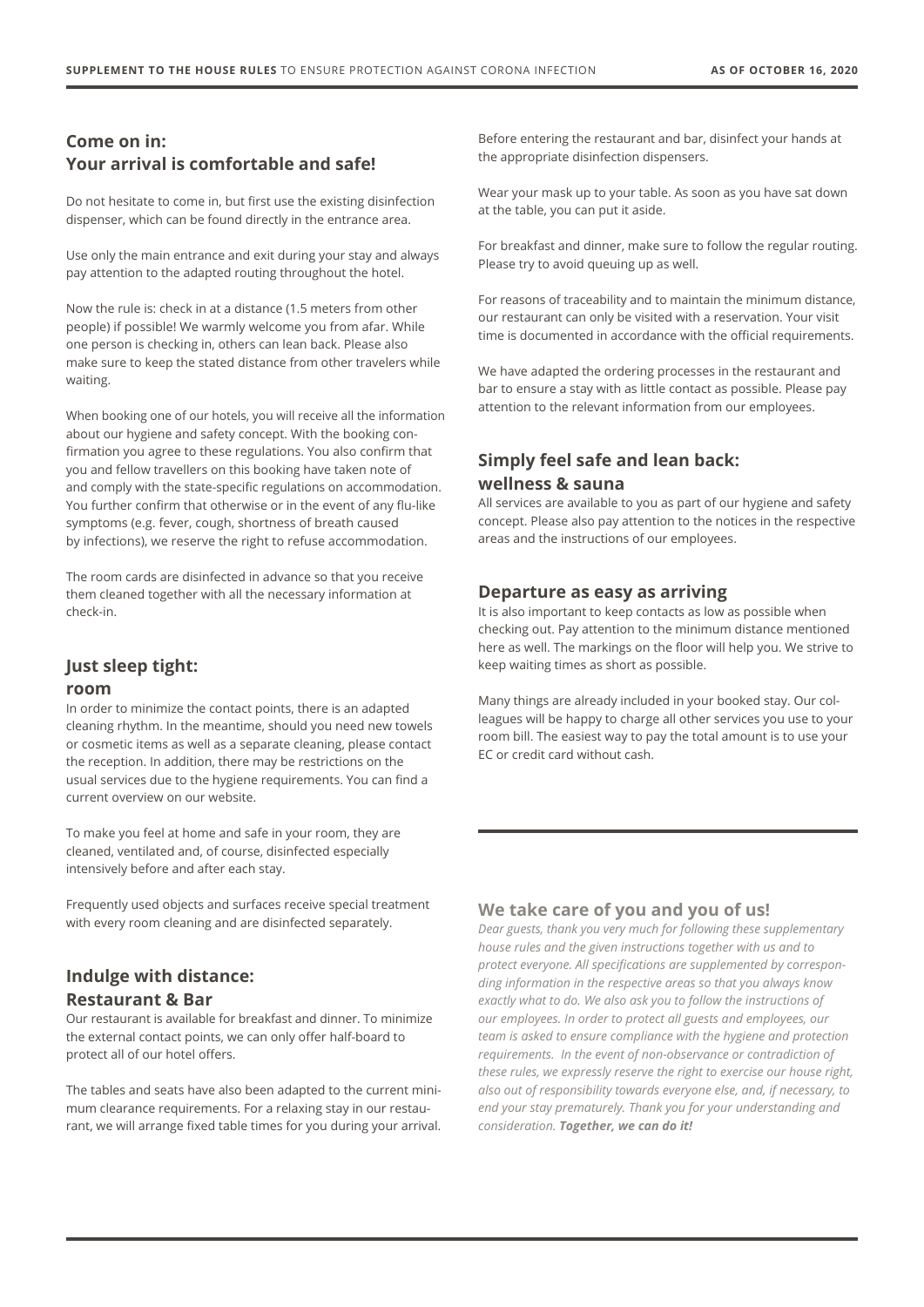## Come on in: Your arrival is comfortable and safe!

Do not hesitate to come in, but first use the existing disinfection dispenser, which can be found directly in the entrance area.

Use only the main entrance and exit during your stay and always pay attention to the adapted routing throughout the hotel.

Now the rule is: check in at a distance (1.5 meters from other people) if possible! We warmly welcome you from afar. While one person is checking in, others can lean back. Please also make sure to keep the stated distance from other travelers while waiting.

When booking one of our hotels, you will receive all the information about our hygiene and safety concept. With the booking confirmation you agree to these regulations. You also confirm that you and fellow travellers on this booking have taken note of and comply with the state-specific regulations on accommodation. You further confirm that otherwise or in the event of any flu-like symptoms (e.g. fever, cough, shortness of breath caused by infections), we reserve the right to refuse accommodation.

The room cards are disinfected in advance so that you receive them cleaned together with all the necessary information at check-in.

## Just sleep tight: room

In order to minimize the contact points, there is an adapted cleaning rhythm. In the meantime, should you need new towels or cosmetic items as well as a separate cleaning, please contact the reception. In addition, there may be restrictions on the usual services due to the hygiene requirements. You can find a current overview on our website.

To make you feel at home and safe in your room, they are cleaned, ventilated and, of course, disinfected especially intensively before and after each stay.

Frequently used objects and surfaces receive special treatment with every room cleaning and are disinfected separately.

## Indulge with distance: Restaurant & Bar

Our restaurant is available for breakfast and dinner. To minimize the external contact points, we can only offer half-board to protect all of our hotel offers.

The tables and seats have also been adapted to the current minimum clearance requirements. For a relaxing stay in our restaurant, we will arrange fixed table times for you during your arrival.

Before entering the restaurant and bar, disinfect your hands at the appropriate disinfection dispensers.

Wear your mask up to your table. As soon as you have sat down at the table, you can put it aside.

For breakfast and dinner, make sure to follow the regular routing. Please try to avoid queuing up as well.

For reasons of traceability and to maintain the minimum distance, our restaurant can only be visited with a reservation. Your visit time is documented in accordance with the official requirements.

We have adapted the ordering processes in the restaurant and bar to ensure a stay with as little contact as possible. Please pay attention to the relevant information from our employees.

## Simply feel safe and lean back: wellness & sauna

All services are available to you as part of our hygiene and safety concept. Please also pay attention to the notices in the respective areas and the instructions of our employees.

## Departure as easy as arriving

It is also important to keep contacts as low as possible when checking out. Pay attention to the minimum distance mentioned here as well. The markings on the floor will help you. We strive to keep waiting times as short as possible.

Many things are already included in your booked stay. Our colleagues will be happy to charge all other services you use to your room bill. The easiest way to pay the total amount is to use your EC or credit card without cash.

## We take care of you and you of us!

*Dear guests, thank you very much for following these supplementary house rules and the given instructions together with us and to protect everyone. All specifications are supplemented by corresponding information in the respective areas so that you always know exactly what to do. We also ask you to follow the instructions of our employees. In order to protect all guests and employees, our team is asked to ensure compliance with the hygiene and protection requirements. In the event of non-observance or contradiction of these rules, we expressly reserve the right to exercise our house right, also out of responsibility towards everyone else, and, if necessary, to end your stay prematurely. Thank you for your understanding and consideration.* ***Together, we can do it!***